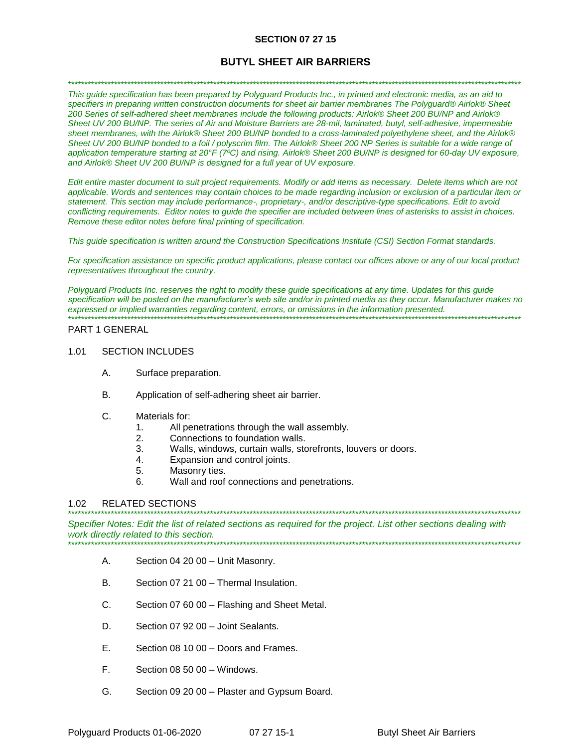# SECTION 07 27 15

## BUTYL SHEET AIR BARRIERS

*************************************************************************************************************************************

*This guide specification has been prepared by Polyguard Products Inc., in printed and electronic media, as an aid to specifiers in preparing written construction documents for sheet air barrier membranes The Polyguard® Airlok® Sheet 200 Series of self-adhered sheet membranes include the following products: Airlok® Sheet 200 BU/NP and Airlok® Sheet UV 200 BU/NP. The series of Air and Moisture Barriers are 28-mil, laminated, butyl, self-adhesive, impermeable sheet membranes, with the Airlok® Sheet 200 BU/NP bonded to a cross-laminated polyethylene sheet, and the Airlok® Sheet UV 200 BU/NP bonded to a foil / polyscrim film. The Airlok® Sheet 200 NP Series is suitable for a wide range of application temperature starting at 20°F (7ºC) and rising. Airlok® Sheet 200 BU/NP is designed for 60-day UV exposure, and Airlok® Sheet UV 200 BU/NP is designed for a full year of UV exposure.*

*Edit entire master document to suit project requirements. Modify or add items as necessary. Delete items which are not applicable. Words and sentences may contain choices to be made regarding inclusion or exclusion of a particular item or statement. This section may include performance-, proprietary-, and/or descriptive-type specifications. Edit to avoid conflicting requirements. Editor notes to guide the specifier are included between lines of asterisks to assist in choices. Remove these editor notes before final printing of specification.*

*This guide specification is written around the Construction Specifications Institute (CSI) Section Format standards.*

*For specification assistance on specific product applications, please contact our offices above or any of our local product representatives throughout the country.*

*Polyguard Products Inc. reserves the right to modify these guide specifications at any time. Updates for this guide specification will be posted on the manufacturer's web site and/or in printed media as they occur. Manufacturer makes no expressed or implied warranties regarding content, errors, or omissions in the information presented.*

*************************************************************************************************************************************

PART 1 GENERAL

1.01 SECTION INCLUDES

A. Surface preparation.

B. Application of self-adhering sheet air barrier.

C. Materials for:
   1. All penetrations through the wall assembly.
   2. Connections to foundation walls.
   3. Walls, windows, curtain walls, storefronts, louvers or doors.
   4. Expansion and control joints.
   5. Masonry ties.
   6. Wall and roof connections and penetrations.

1.02 RELATED SECTIONS

*************************************************************************************************************************************

*Specifier Notes: Edit the list of related sections as required for the project. List other sections dealing with work directly related to this section.*

*************************************************************************************************************************************

A. Section 04 20 00 – Unit Masonry.

B. Section 07 21 00 – Thermal Insulation.

C. Section 07 60 00 – Flashing and Sheet Metal.

D. Section 07 92 00 – Joint Sealants.

E. Section 08 10 00 – Doors and Frames.

F. Section 08 50 00 – Windows.

G. Section 09 20 00 – Plaster and Gypsum Board.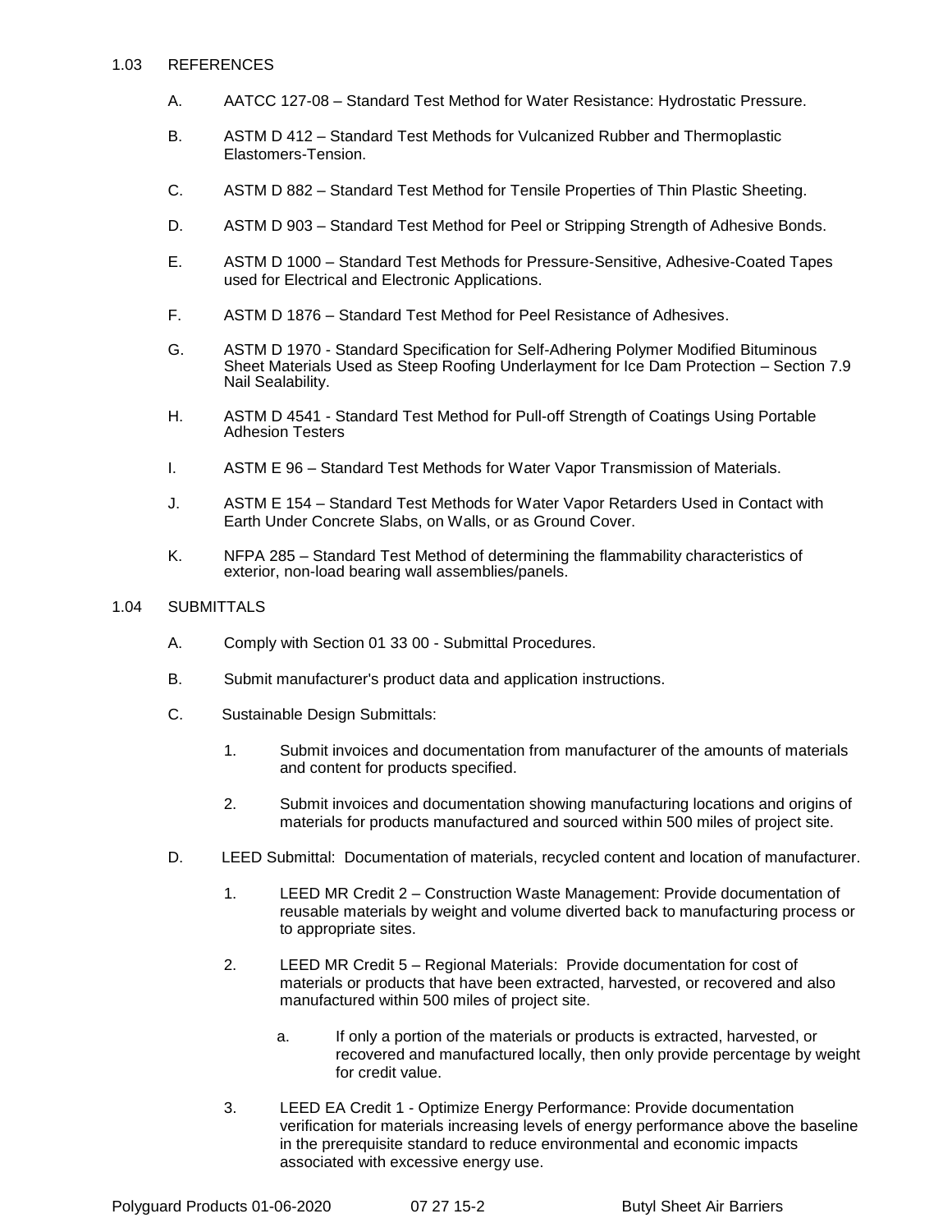## 1.03 REFERENCES

A. AATCC 127-08 – Standard Test Method for Water Resistance: Hydrostatic Pressure.

B. ASTM D 412 – Standard Test Methods for Vulcanized Rubber and Thermoplastic Elastomers-Tension.

C. ASTM D 882 – Standard Test Method for Tensile Properties of Thin Plastic Sheeting.

D. ASTM D 903 – Standard Test Method for Peel or Stripping Strength of Adhesive Bonds.

E. ASTM D 1000 – Standard Test Methods for Pressure-Sensitive, Adhesive-Coated Tapes used for Electrical and Electronic Applications.

F. ASTM D 1876 – Standard Test Method for Peel Resistance of Adhesives.

G. ASTM D 1970 - Standard Specification for Self-Adhering Polymer Modified Bituminous Sheet Materials Used as Steep Roofing Underlayment for Ice Dam Protection – Section 7.9 Nail Sealability.

H. ASTM D 4541 - Standard Test Method for Pull-off Strength of Coatings Using Portable Adhesion Testers

I. ASTM E 96 – Standard Test Methods for Water Vapor Transmission of Materials.

J. ASTM E 154 – Standard Test Methods for Water Vapor Retarders Used in Contact with Earth Under Concrete Slabs, on Walls, or as Ground Cover.

K. NFPA 285 – Standard Test Method of determining the flammability characteristics of exterior, non-load bearing wall assemblies/panels.

## 1.04 SUBMITTALS

A. Comply with Section 01 33 00 - Submittal Procedures.

B. Submit manufacturer's product data and application instructions.

C. Sustainable Design Submittals:

1. Submit invoices and documentation from manufacturer of the amounts of materials and content for products specified.

2. Submit invoices and documentation showing manufacturing locations and origins of materials for products manufactured and sourced within 500 miles of project site.

D. LEED Submittal: Documentation of materials, recycled content and location of manufacturer.

1. LEED MR Credit 2 – Construction Waste Management: Provide documentation of reusable materials by weight and volume diverted back to manufacturing process or to appropriate sites.

2. LEED MR Credit 5 – Regional Materials: Provide documentation for cost of materials or products that have been extracted, harvested, or recovered and also manufactured within 500 miles of project site.

   a. If only a portion of the materials or products is extracted, harvested, or recovered and manufactured locally, then only provide percentage by weight for credit value.

3. LEED EA Credit 1 - Optimize Energy Performance: Provide documentation verification for materials increasing levels of energy performance above the baseline in the prerequisite standard to reduce environmental and economic impacts associated with excessive energy use.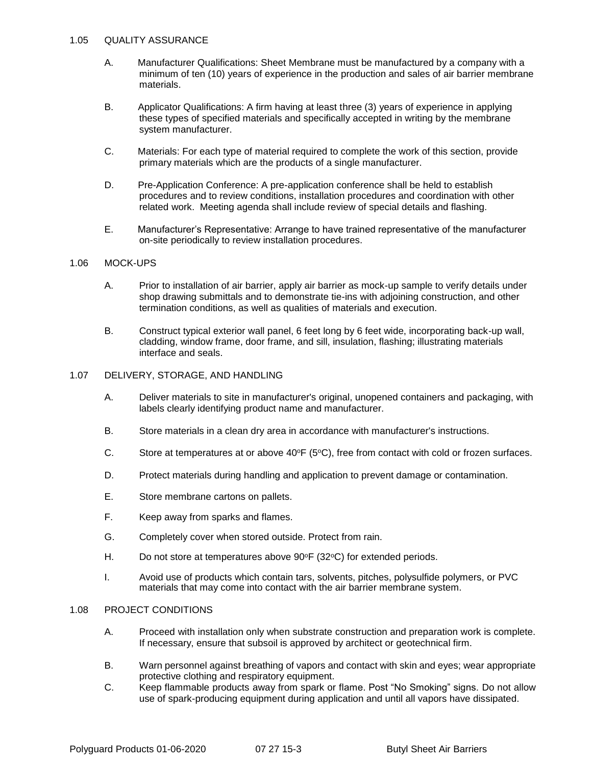## 1.05 QUALITY ASSURANCE

A. Manufacturer Qualifications: Sheet Membrane must be manufactured by a company with a minimum of ten (10) years of experience in the production and sales of air barrier membrane materials.

B. Applicator Qualifications: A firm having at least three (3) years of experience in applying these types of specified materials and specifically accepted in writing by the membrane system manufacturer.

C. Materials: For each type of material required to complete the work of this section, provide primary materials which are the products of a single manufacturer.

D. Pre-Application Conference: A pre-application conference shall be held to establish procedures and to review conditions, installation procedures and coordination with other related work. Meeting agenda shall include review of special details and flashing.

E. Manufacturer's Representative: Arrange to have trained representative of the manufacturer on-site periodically to review installation procedures.

## 1.06 MOCK-UPS

A. Prior to installation of air barrier, apply air barrier as mock-up sample to verify details under shop drawing submittals and to demonstrate tie-ins with adjoining construction, and other termination conditions, as well as qualities of materials and execution.

B. Construct typical exterior wall panel, 6 feet long by 6 feet wide, incorporating back-up wall, cladding, window frame, door frame, and sill, insulation, flashing; illustrating materials interface and seals.

## 1.07 DELIVERY, STORAGE, AND HANDLING

A. Deliver materials to site in manufacturer's original, unopened containers and packaging, with labels clearly identifying product name and manufacturer.

B. Store materials in a clean dry area in accordance with manufacturer's instructions.

C. Store at temperatures at or above 40°F (5°C), free from contact with cold or frozen surfaces.

D. Protect materials during handling and application to prevent damage or contamination.

E. Store membrane cartons on pallets.

F. Keep away from sparks and flames.

G. Completely cover when stored outside. Protect from rain.

H. Do not store at temperatures above 90°F (32°C) for extended periods.

I. Avoid use of products which contain tars, solvents, pitches, polysulfide polymers, or PVC materials that may come into contact with the air barrier membrane system.

## 1.08 PROJECT CONDITIONS

A. Proceed with installation only when substrate construction and preparation work is complete. If necessary, ensure that subsoil is approved by architect or geotechnical firm.

B. Warn personnel against breathing of vapors and contact with skin and eyes; wear appropriate protective clothing and respiratory equipment.

C. Keep flammable products away from spark or flame. Post "No Smoking" signs. Do not allow use of spark-producing equipment during application and until all vapors have dissipated.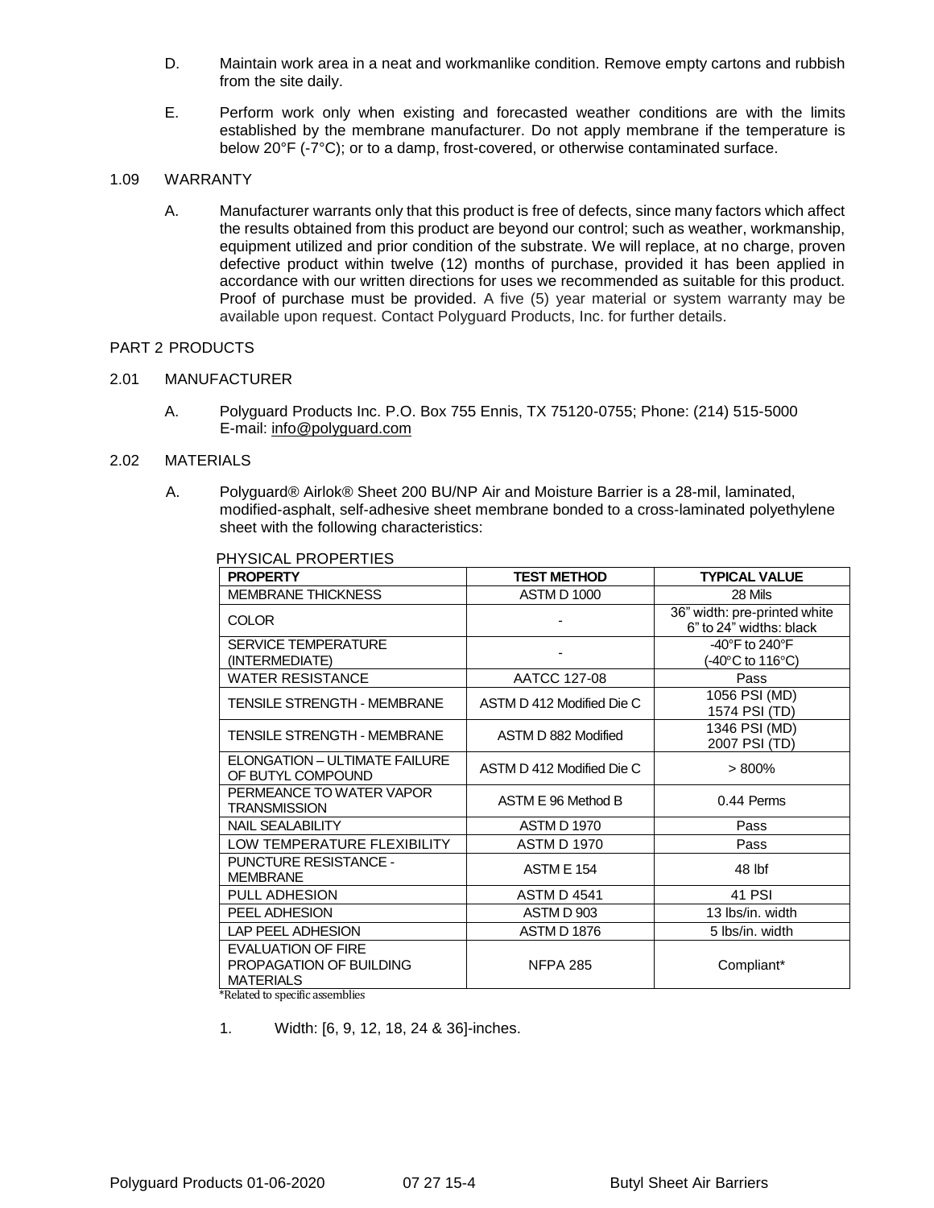D. Maintain work area in a neat and workmanlike condition. Remove empty cartons and rubbish from the site daily.

E. Perform work only when existing and forecasted weather conditions are with the limits established by the membrane manufacturer. Do not apply membrane if the temperature is below 20°F (-7°C); or to a damp, frost-covered, or otherwise contaminated surface.

1.09 WARRANTY

A. Manufacturer warrants only that this product is free of defects, since many factors which affect the results obtained from this product are beyond our control; such as weather, workmanship, equipment utilized and prior condition of the substrate. We will replace, at no charge, proven defective product within twelve (12) months of purchase, provided it has been applied in accordance with our written directions for uses we recommended as suitable for this product. Proof of purchase must be provided. A five (5) year material or system warranty may be available upon request. Contact Polyguard Products, Inc. for further details.

PART 2 PRODUCTS

2.01 MANUFACTURER

A. Polyguard Products Inc. P.O. Box 755 Ennis, TX 75120-0755; Phone: (214) 515-5000
E-mail: info@polyguard.com

2.02 MATERIALS

A. Polyguard® Airlok® Sheet 200 BU/NP Air and Moisture Barrier is a 28-mil, laminated, modified-asphalt, self-adhesive sheet membrane bonded to a cross-laminated polyethylene sheet with the following characteristics:

PHYSICAL PROPERTIES

| PROPERTY | TEST METHOD | TYPICAL VALUE |
|---|---|---|
| MEMBRANE THICKNESS | ASTM D 1000 | 28 Mils |
| COLOR | - | 36" width: pre-printed white<br>6" to 24" widths: black |
| SERVICE TEMPERATURE (INTERMEDIATE) | - | -40°F to 240°F<br>(-40°C to 116°C) |
| WATER RESISTANCE | AATCC 127-08 | Pass |
| TENSILE STRENGTH - MEMBRANE | ASTM D 412 Modified Die C | 1056 PSI (MD)<br>1574 PSI (TD) |
| TENSILE STRENGTH - MEMBRANE | ASTM D 882 Modified | 1346 PSI (MD)<br>2007 PSI (TD) |
| ELONGATION – ULTIMATE FAILURE OF BUTYL COMPOUND | ASTM D 412 Modified Die C | > 800% |
| PERMEANCE TO WATER VAPOR TRANSMISSION | ASTM E 96 Method B | 0.44 Perms |
| NAIL SEALABILITY | ASTM D 1970 | Pass |
| LOW TEMPERATURE FLEXIBILITY | ASTM D 1970 | Pass |
| PUNCTURE RESISTANCE - MEMBRANE | ASTM E 154 | 48 lbf |
| PULL ADHESION | ASTM D 4541 | 41 PSI |
| PEEL ADHESION | ASTM D 903 | 13 lbs/in. width |
| LAP PEEL ADHESION | ASTM D 1876 | 5 lbs/in. width |
| EVALUATION OF FIRE PROPAGATION OF BUILDING MATERIALS | NFPA 285 | Compliant* |

*Related to specific assemblies

1. Width: [6, 9, 12, 18, 24 & 36]-inches.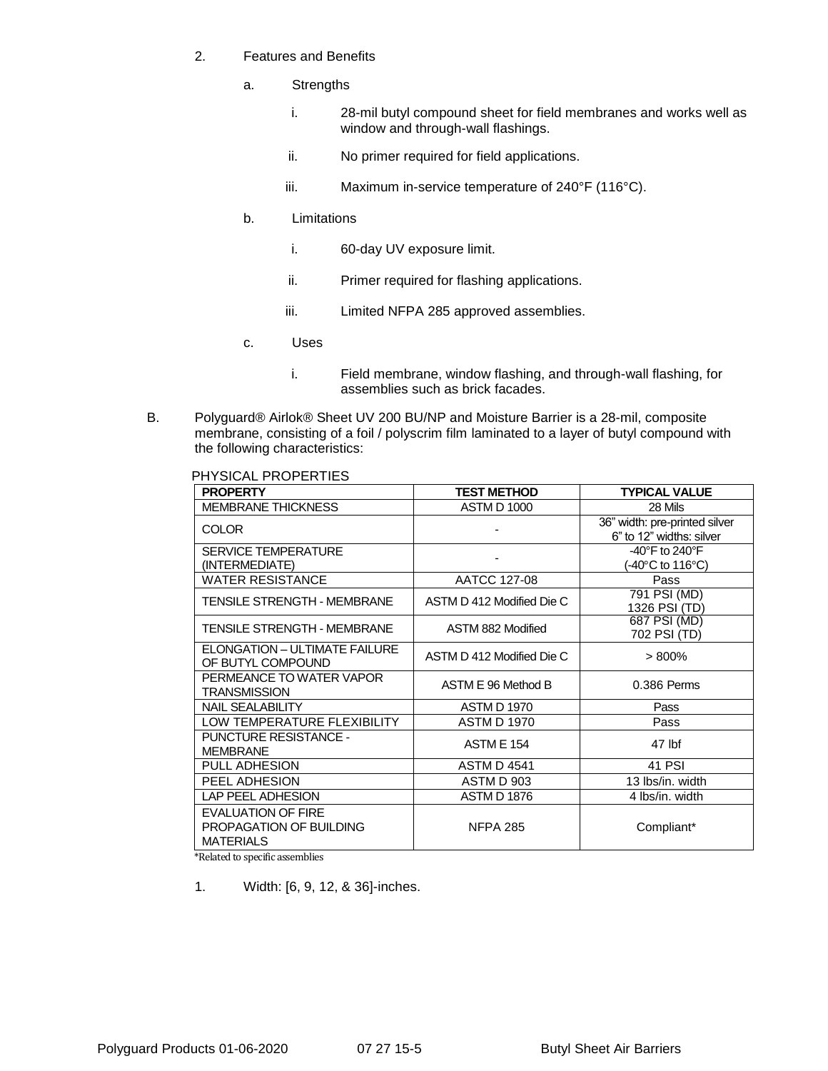2. Features and Benefits

   a. Strengths

      i. 28-mil butyl compound sheet for field membranes and works well as window and through-wall flashings.

      ii. No primer required for field applications.

      iii. Maximum in-service temperature of 240°F (116°C).

   b. Limitations

      i. 60-day UV exposure limit.

      ii. Primer required for flashing applications.

      iii. Limited NFPA 285 approved assemblies.

   c. Uses

      i. Field membrane, window flashing, and through-wall flashing, for assemblies such as brick facades.

B. Polyguard® Airlok® Sheet UV 200 BU/NP and Moisture Barrier is a 28-mil, composite membrane, consisting of a foil / polyscrim film laminated to a layer of butyl compound with the following characteristics:

PHYSICAL PROPERTIES

| PROPERTY | TEST METHOD | TYPICAL VALUE |
|---|---|---|
| MEMBRANE THICKNESS | ASTM D 1000 | 28 Mils |
| COLOR | - | 36" width: pre-printed silver<br>6" to 12" widths: silver |
| SERVICE TEMPERATURE (INTERMEDIATE) | - | -40°F to 240°F<br>(-40°C to 116°C) |
| WATER RESISTANCE | AATCC 127-08 | Pass |
| TENSILE STRENGTH - MEMBRANE | ASTM D 412 Modified Die C | 791 PSI (MD)<br>1326 PSI (TD) |
| TENSILE STRENGTH - MEMBRANE | ASTM 882 Modified | 687 PSI (MD)<br>702 PSI (TD) |
| ELONGATION – ULTIMATE FAILURE OF BUTYL COMPOUND | ASTM D 412 Modified Die C | > 800% |
| PERMEANCE TO WATER VAPOR TRANSMISSION | ASTM E 96 Method B | 0.386 Perms |
| NAIL SEALABILITY | ASTM D 1970 | Pass |
| LOW TEMPERATURE FLEXIBILITY | ASTM D 1970 | Pass |
| PUNCTURE RESISTANCE - MEMBRANE | ASTM E 154 | 47 lbf |
| PULL ADHESION | ASTM D 4541 | 41 PSI |
| PEEL ADHESION | ASTM D 903 | 13 lbs/in. width |
| LAP PEEL ADHESION | ASTM D 1876 | 4 lbs/in. width |
| EVALUATION OF FIRE PROPAGATION OF BUILDING MATERIALS | NFPA 285 | Compliant* |

*Related to specific assemblies

1. Width: [6, 9, 12, & 36]-inches.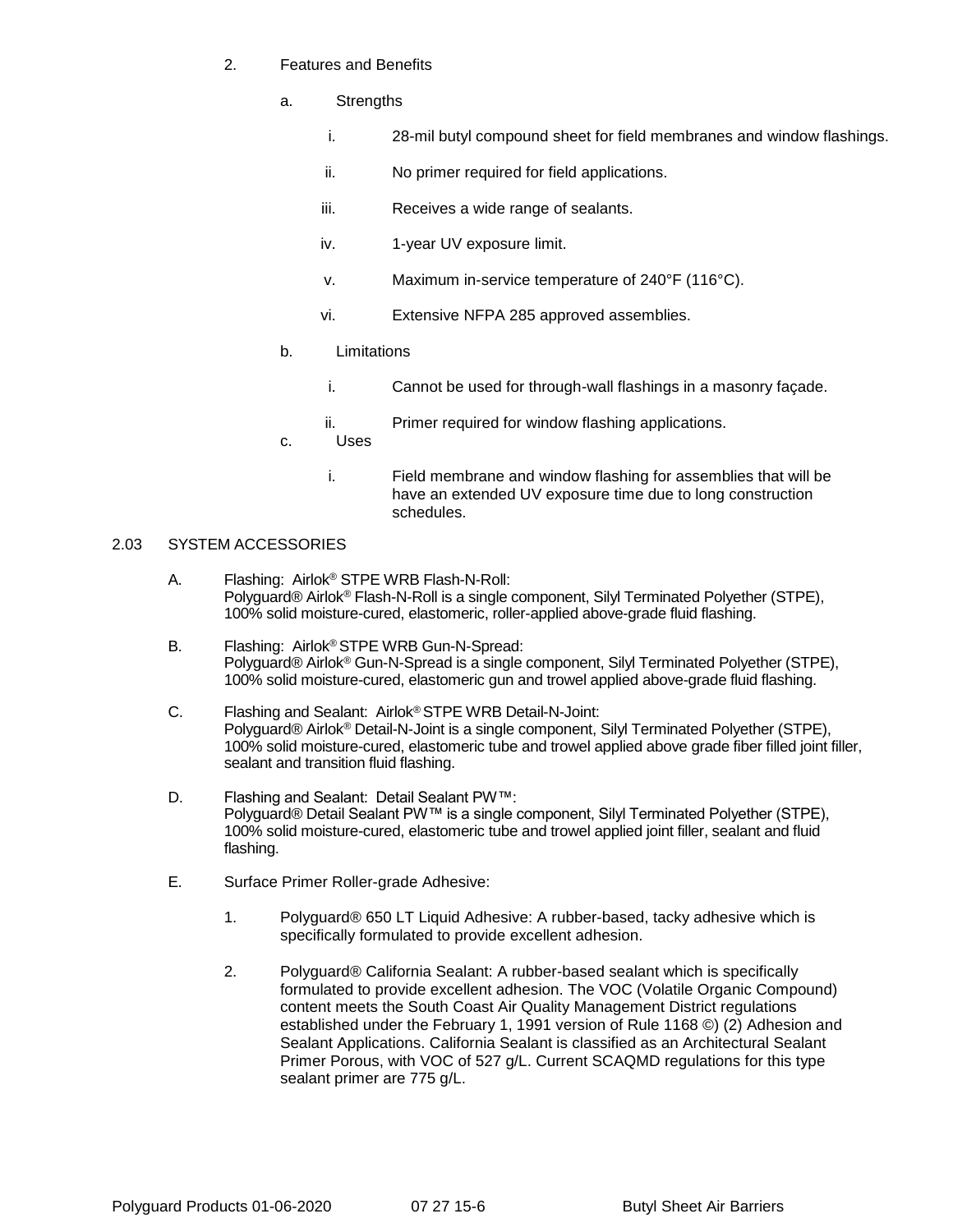2. Features and Benefits

   a. Strengths

      i. 28-mil butyl compound sheet for field membranes and window flashings.

      ii. No primer required for field applications.

      iii. Receives a wide range of sealants.

      iv. 1-year UV exposure limit.

      v. Maximum in-service temperature of 240°F (116°C).

      vi. Extensive NFPA 285 approved assemblies.

   b. Limitations

      i. Cannot be used for through-wall flashings in a masonry façade.

      ii. Primer required for window flashing applications.

   c. Uses

      i. Field membrane and window flashing for assemblies that will be have an extended UV exposure time due to long construction schedules.

## 2.03 SYSTEM ACCESSORIES

A. Flashing: Airlok® STPE WRB Flash-N-Roll:
Polyguard® Airlok® Flash-N-Roll is a single component, Silyl Terminated Polyether (STPE), 100% solid moisture-cured, elastomeric, roller-applied above-grade fluid flashing.

B. Flashing: Airlok® STPE WRB Gun-N-Spread:
Polyguard® Airlok® Gun-N-Spread is a single component, Silyl Terminated Polyether (STPE), 100% solid moisture-cured, elastomeric gun and trowel applied above-grade fluid flashing.

C. Flashing and Sealant: Airlok® STPE WRB Detail-N-Joint:
Polyguard® Airlok® Detail-N-Joint is a single component, Silyl Terminated Polyether (STPE), 100% solid moisture-cured, elastomeric tube and trowel applied above grade fiber filled joint filler, sealant and transition fluid flashing.

D. Flashing and Sealant: Detail Sealant PW™:
Polyguard® Detail Sealant PW™ is a single component, Silyl Terminated Polyether (STPE), 100% solid moisture-cured, elastomeric tube and trowel applied joint filler, sealant and fluid flashing.

E. Surface Primer Roller-grade Adhesive:

   1. Polyguard® 650 LT Liquid Adhesive: A rubber-based, tacky adhesive which is specifically formulated to provide excellent adhesion.

   2. Polyguard® California Sealant: A rubber-based sealant which is specifically formulated to provide excellent adhesion. The VOC (Volatile Organic Compound) content meets the South Coast Air Quality Management District regulations established under the February 1, 1991 version of Rule 1168 ©) (2) Adhesion and Sealant Applications. California Sealant is classified as an Architectural Sealant Primer Porous, with VOC of 527 g/L. Current SCAQMD regulations for this type sealant primer are 775 g/L.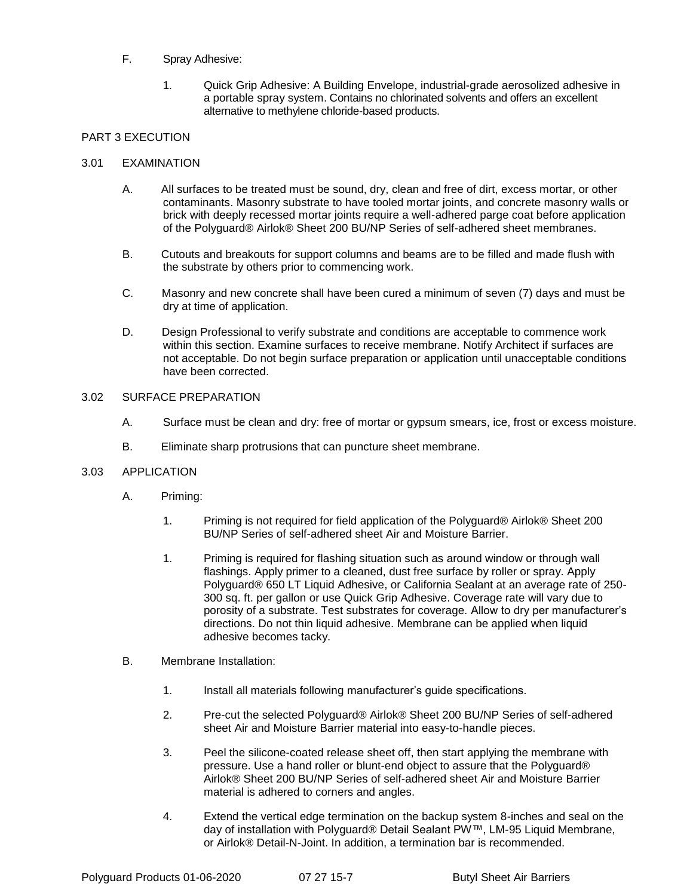F. Spray Adhesive:

1. Quick Grip Adhesive: A Building Envelope, industrial-grade aerosolized adhesive in a portable spray system. Contains no chlorinated solvents and offers an excellent alternative to methylene chloride-based products.

## PART 3 EXECUTION

### 3.01 EXAMINATION

A. All surfaces to be treated must be sound, dry, clean and free of dirt, excess mortar, or other contaminants. Masonry substrate to have tooled mortar joints, and concrete masonry walls or brick with deeply recessed mortar joints require a well-adhered parge coat before application of the Polyguard® Airlok® Sheet 200 BU/NP Series of self-adhered sheet membranes.

B. Cutouts and breakouts for support columns and beams are to be filled and made flush with the substrate by others prior to commencing work.

C. Masonry and new concrete shall have been cured a minimum of seven (7) days and must be dry at time of application.

D. Design Professional to verify substrate and conditions are acceptable to commence work within this section. Examine surfaces to receive membrane. Notify Architect if surfaces are not acceptable. Do not begin surface preparation or application until unacceptable conditions have been corrected.

### 3.02 SURFACE PREPARATION

A. Surface must be clean and dry: free of mortar or gypsum smears, ice, frost or excess moisture.

B. Eliminate sharp protrusions that can puncture sheet membrane.

### 3.03 APPLICATION

A. Priming:

1. Priming is not required for field application of the Polyguard® Airlok® Sheet 200 BU/NP Series of self-adhered sheet Air and Moisture Barrier.

1. Priming is required for flashing situation such as around window or through wall flashings. Apply primer to a cleaned, dust free surface by roller or spray. Apply Polyguard® 650 LT Liquid Adhesive, or California Sealant at an average rate of 250-300 sq. ft. per gallon or use Quick Grip Adhesive. Coverage rate will vary due to porosity of a substrate. Test substrates for coverage. Allow to dry per manufacturer's directions. Do not thin liquid adhesive. Membrane can be applied when liquid adhesive becomes tacky.

B. Membrane Installation:

1. Install all materials following manufacturer's guide specifications.

2. Pre-cut the selected Polyguard® Airlok® Sheet 200 BU/NP Series of self-adhered sheet Air and Moisture Barrier material into easy-to-handle pieces.

3. Peel the silicone-coated release sheet off, then start applying the membrane with pressure. Use a hand roller or blunt-end object to assure that the Polyguard® Airlok® Sheet 200 BU/NP Series of self-adhered sheet Air and Moisture Barrier material is adhered to corners and angles.

4. Extend the vertical edge termination on the backup system 8-inches and seal on the day of installation with Polyguard® Detail Sealant PW™, LM-95 Liquid Membrane, or Airlok® Detail-N-Joint. In addition, a termination bar is recommended.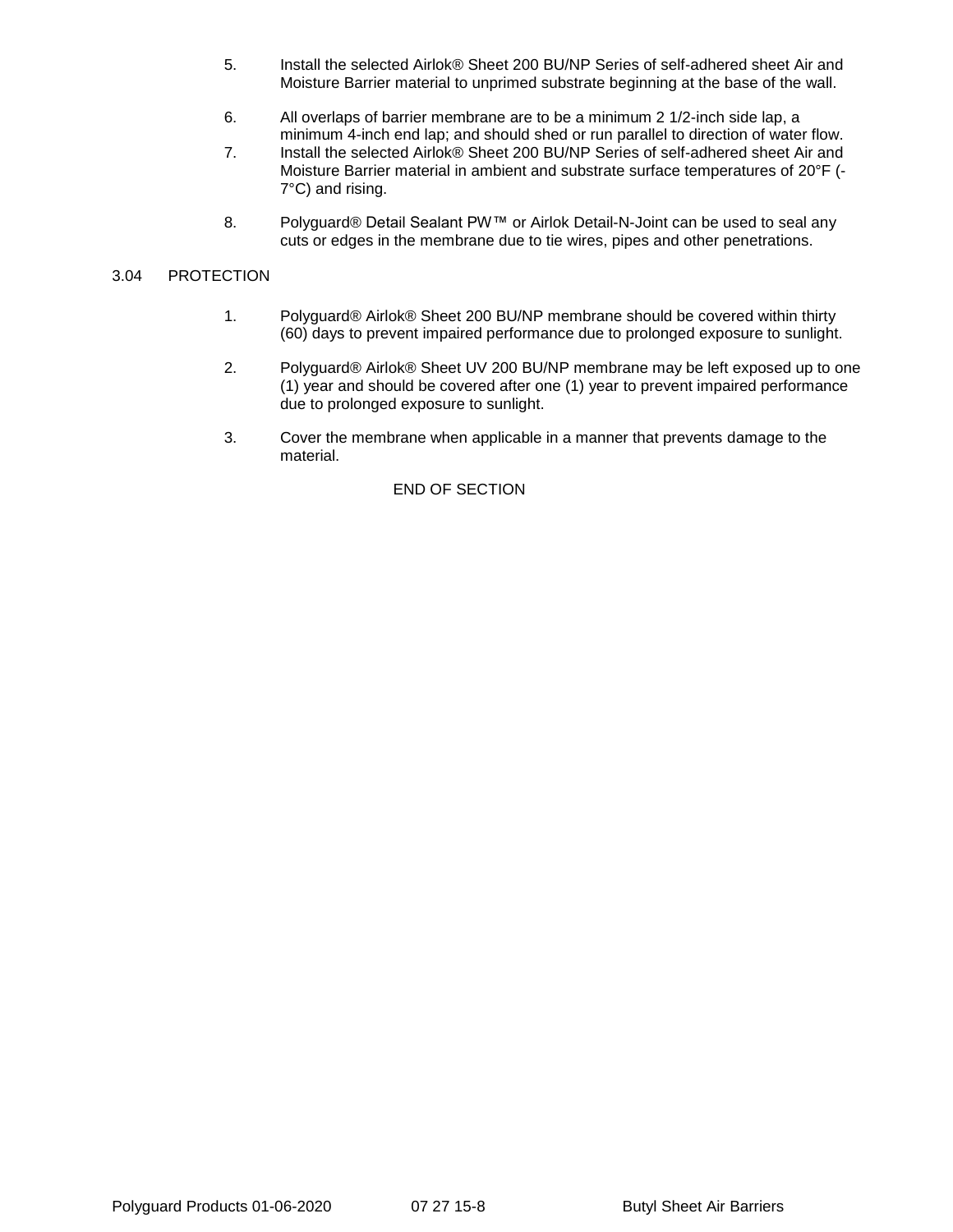5. Install the selected Airlok® Sheet 200 BU/NP Series of self-adhered sheet Air and Moisture Barrier material to unprimed substrate beginning at the base of the wall.

6. All overlaps of barrier membrane are to be a minimum 2 1/2-inch side lap, a minimum 4-inch end lap; and should shed or run parallel to direction of water flow.

7. Install the selected Airlok® Sheet 200 BU/NP Series of self-adhered sheet Air and Moisture Barrier material in ambient and substrate surface temperatures of 20°F (-7°C) and rising.

8. Polyguard® Detail Sealant PW™ or Airlok Detail-N-Joint can be used to seal any cuts or edges in the membrane due to tie wires, pipes and other penetrations.

## 3.04 PROTECTION

1. Polyguard® Airlok® Sheet 200 BU/NP membrane should be covered within thirty (60) days to prevent impaired performance due to prolonged exposure to sunlight.

2. Polyguard® Airlok® Sheet UV 200 BU/NP membrane may be left exposed up to one (1) year and should be covered after one (1) year to prevent impaired performance due to prolonged exposure to sunlight.

3. Cover the membrane when applicable in a manner that prevents damage to the material.

END OF SECTION